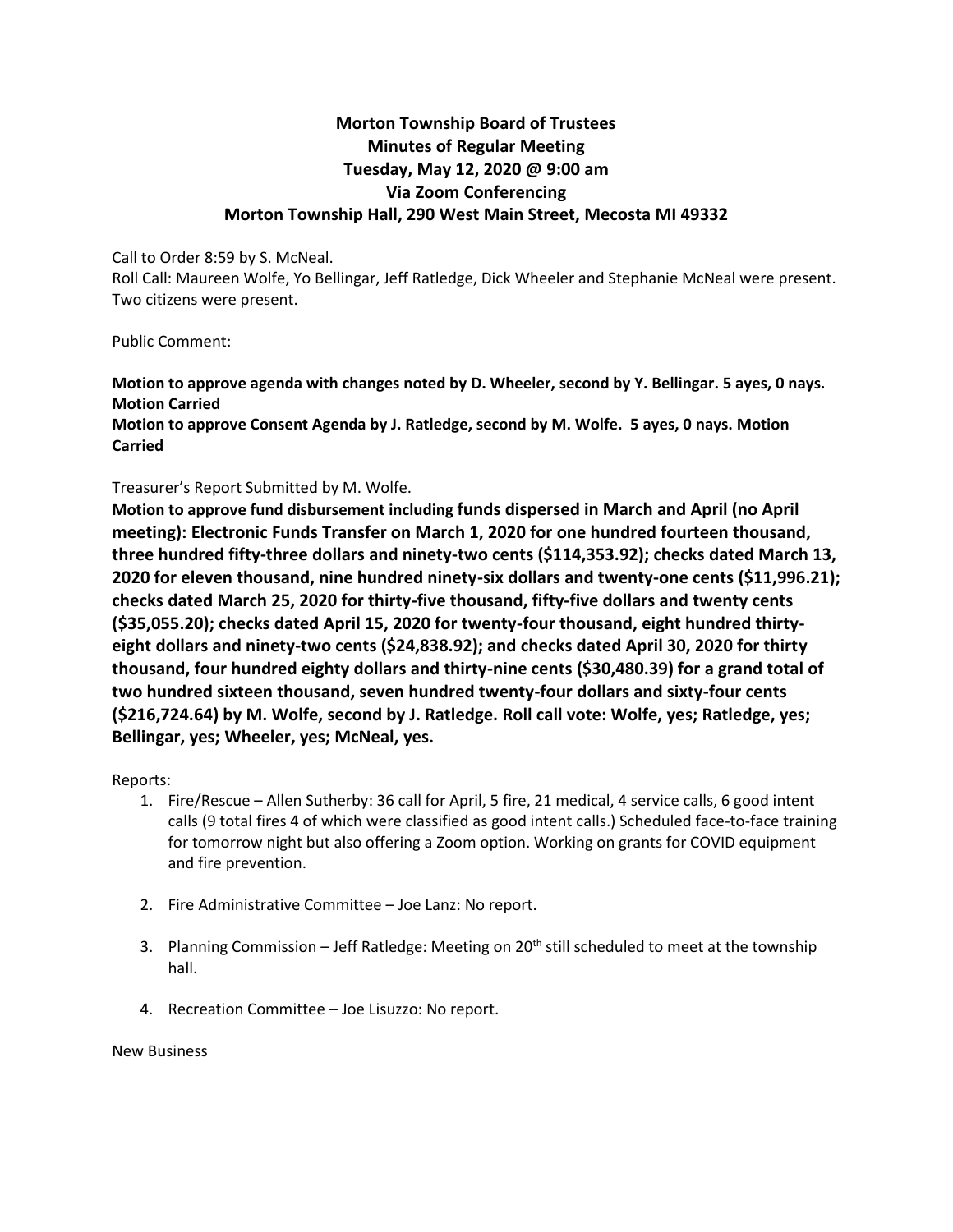# Morton Township Board of Trustees
## Minutes of Regular Meeting
## Tuesday, May 12, 2020 @ 9:00 am
## Via Zoom Conferencing
## Morton Township Hall, 290 West Main Street, Mecosta MI 49332

Call to Order 8:59 by S. McNeal.

Roll Call: Maureen Wolfe, Yo Bellingar, Jeff Ratledge, Dick Wheeler and Stephanie McNeal were present. Two citizens were present.

Public Comment:

**Motion to approve agenda with changes noted by D. Wheeler, second by Y. Bellingar. 5 ayes, 0 nays. Motion Carried**

**Motion to approve Consent Agenda by J. Ratledge, second by M. Wolfe. 5 ayes, 0 nays. Motion Carried**

Treasurer's Report Submitted by M. Wolfe.

**Motion to approve fund disbursement including funds dispersed in March and April (no April meeting): Electronic Funds Transfer on March 1, 2020 for one hundred fourteen thousand, three hundred fifty-three dollars and ninety-two cents ($114,353.92); checks dated March 13, 2020 for eleven thousand, nine hundred ninety-six dollars and twenty-one cents ($11,996.21); checks dated March 25, 2020 for thirty-five thousand, fifty-five dollars and twenty cents ($35,055.20); checks dated April 15, 2020 for twenty-four thousand, eight hundred thirty-eight dollars and ninety-two cents ($24,838.92); and checks dated April 30, 2020 for thirty thousand, four hundred eighty dollars and thirty-nine cents ($30,480.39) for a grand total of two hundred sixteen thousand, seven hundred twenty-four dollars and sixty-four cents ($216,724.64) by M. Wolfe, second by J. Ratledge. Roll call vote: Wolfe, yes; Ratledge, yes; Bellingar, yes; Wheeler, yes; McNeal, yes.**

Reports:

1. Fire/Rescue – Allen Sutherby: 36 call for April, 5 fire, 21 medical, 4 service calls, 6 good intent calls (9 total fires 4 of which were classified as good intent calls.) Scheduled face-to-face training for tomorrow night but also offering a Zoom option. Working on grants for COVID equipment and fire prevention.

2. Fire Administrative Committee – Joe Lanz: No report.

3. Planning Commission – Jeff Ratledge: Meeting on 20th still scheduled to meet at the township hall.

4. Recreation Committee – Joe Lisuzzo: No report.

New Business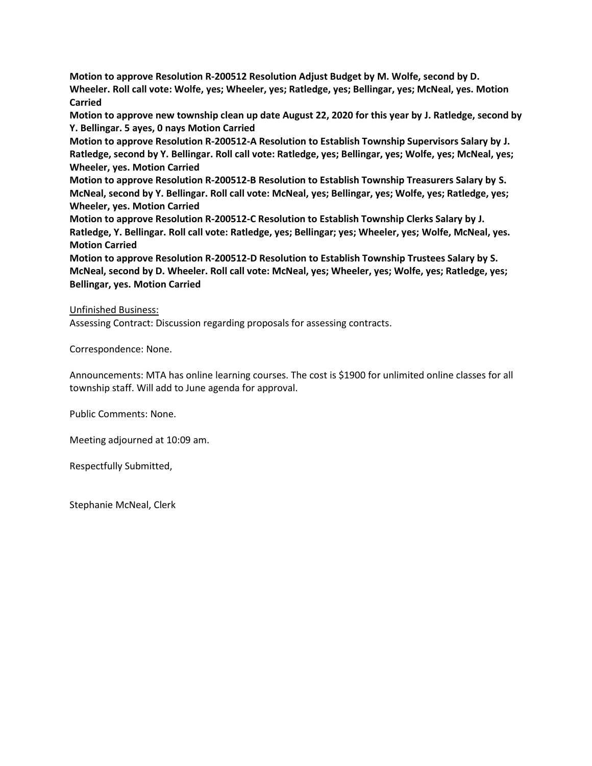**Motion to approve Resolution R-200512 Resolution Adjust Budget by M. Wolfe, second by D. Wheeler. Roll call vote: Wolfe, yes; Wheeler, yes; Ratledge, yes; Bellingar, yes; McNeal, yes. Motion Carried**

**Motion to approve new township clean up date August 22, 2020 for this year by J. Ratledge, second by Y. Bellingar. 5 ayes, 0 nays Motion Carried**

**Motion to approve Resolution R-200512-A Resolution to Establish Township Supervisors Salary by J. Ratledge, second by Y. Bellingar. Roll call vote: Ratledge, yes; Bellingar, yes; Wolfe, yes; McNeal, yes; Wheeler, yes. Motion Carried**

**Motion to approve Resolution R-200512-B Resolution to Establish Township Treasurers Salary by S. McNeal, second by Y. Bellingar. Roll call vote: McNeal, yes; Bellingar, yes; Wolfe, yes; Ratledge, yes; Wheeler, yes. Motion Carried**

**Motion to approve Resolution R-200512-C Resolution to Establish Township Clerks Salary by J. Ratledge, Y. Bellingar. Roll call vote: Ratledge, yes; Bellingar; yes; Wheeler, yes; Wolfe, McNeal, yes. Motion Carried**

**Motion to approve Resolution R-200512-D Resolution to Establish Township Trustees Salary by S. McNeal, second by D. Wheeler. Roll call vote: McNeal, yes; Wheeler, yes; Wolfe, yes; Ratledge, yes; Bellingar, yes. Motion Carried**

Unfinished Business:
Assessing Contract: Discussion regarding proposals for assessing contracts.

Correspondence: None.

Announcements: MTA has online learning courses. The cost is $1900 for unlimited online classes for all township staff. Will add to June agenda for approval.

Public Comments: None.

Meeting adjourned at 10:09 am.

Respectfully Submitted,

Stephanie McNeal, Clerk